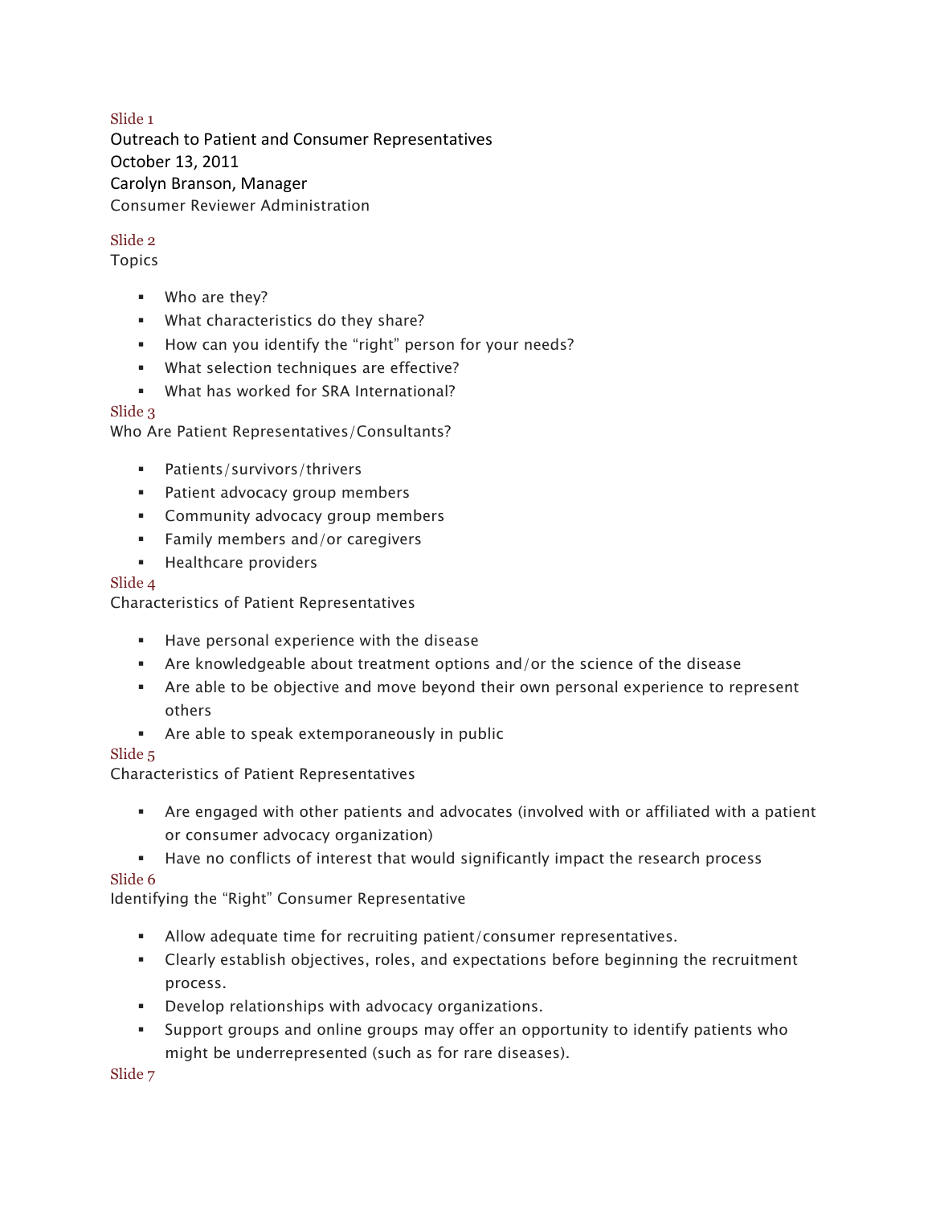Slide 1

Outreach to Patient and Consumer Representatives
October 13, 2011
Carolyn Branson, Manager
Consumer Reviewer Administration

Slide 2

Topics

- Who are they?
- What characteristics do they share?
- How can you identify the "right" person for your needs?
- What selection techniques are effective?
- What has worked for SRA International?

Slide 3

Who Are Patient Representatives/Consultants?

- Patients/survivors/thrivers
- Patient advocacy group members
- Community advocacy group members
- Family members and/or caregivers
- Healthcare providers

Slide 4

Characteristics of Patient Representatives

- Have personal experience with the disease
- Are knowledgeable about treatment options and/or the science of the disease
- Are able to be objective and move beyond their own personal experience to represent others
- Are able to speak extemporaneously in public

Slide 5

Characteristics of Patient Representatives

- Are engaged with other patients and advocates (involved with or affiliated with a patient or consumer advocacy organization)
- Have no conflicts of interest that would significantly impact the research process

Slide 6

Identifying the "Right" Consumer Representative

- Allow adequate time for recruiting patient/consumer representatives.
- Clearly establish objectives, roles, and expectations before beginning the recruitment process.
- Develop relationships with advocacy organizations.
- Support groups and online groups may offer an opportunity to identify patients who might be underrepresented (such as for rare diseases).

Slide 7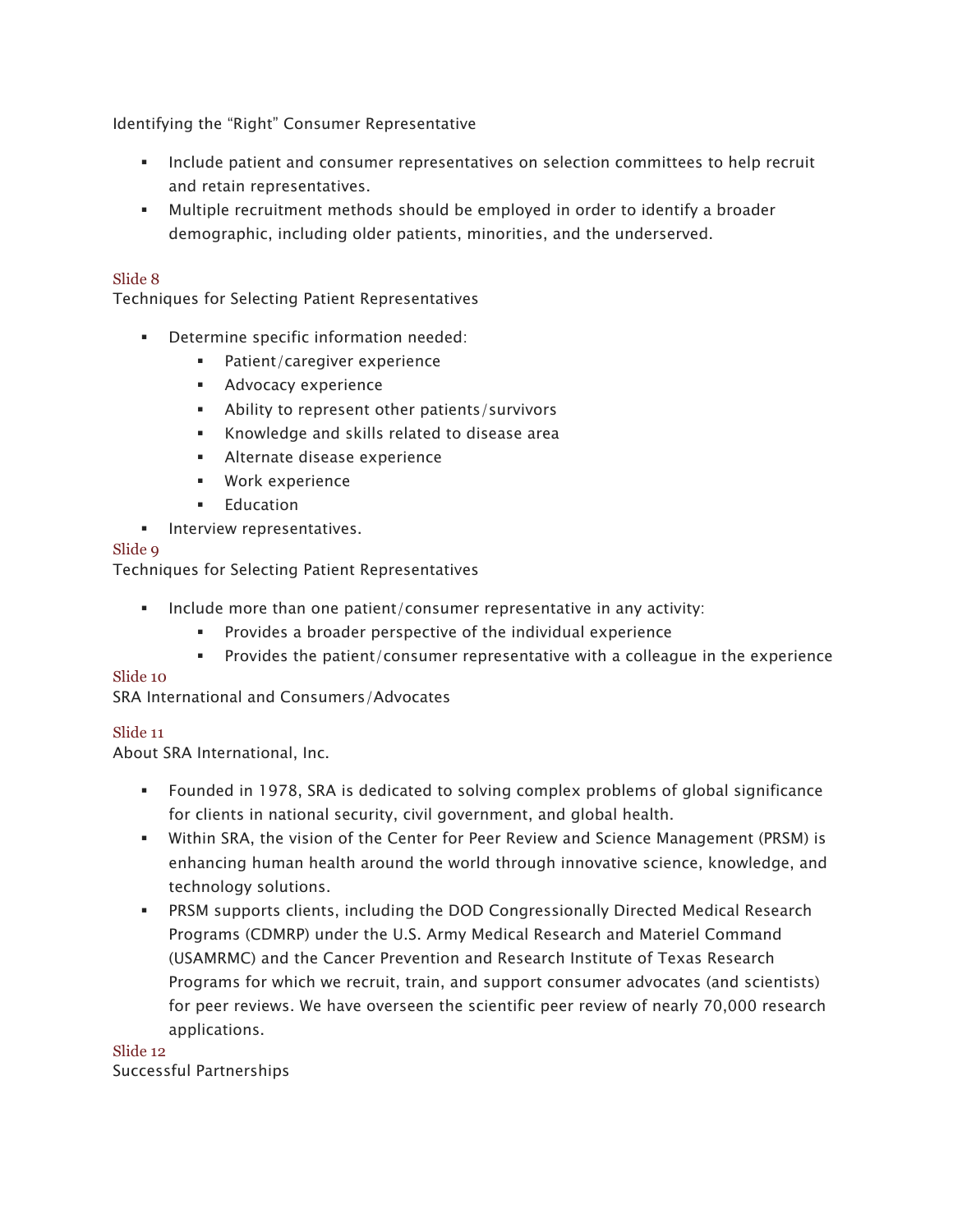Identifying the "Right" Consumer Representative

- Include patient and consumer representatives on selection committees to help recruit and retain representatives.
- Multiple recruitment methods should be employed in order to identify a broader demographic, including older patients, minorities, and the underserved.

Slide 8

Techniques for Selecting Patient Representatives

- Determine specific information needed:
  - Patient/caregiver experience
  - Advocacy experience
  - Ability to represent other patients/survivors
  - Knowledge and skills related to disease area
  - Alternate disease experience
  - Work experience
  - Education
- Interview representatives.

Slide 9

Techniques for Selecting Patient Representatives

- Include more than one patient/consumer representative in any activity:
  - Provides a broader perspective of the individual experience
  - Provides the patient/consumer representative with a colleague in the experience

Slide 10

SRA International and Consumers/Advocates

Slide 11

About SRA International, Inc.

- Founded in 1978, SRA is dedicated to solving complex problems of global significance for clients in national security, civil government, and global health.
- Within SRA, the vision of the Center for Peer Review and Science Management (PRSM) is enhancing human health around the world through innovative science, knowledge, and technology solutions.
- PRSM supports clients, including the DOD Congressionally Directed Medical Research Programs (CDMRP) under the U.S. Army Medical Research and Materiel Command (USAMRMC) and the Cancer Prevention and Research Institute of Texas Research Programs for which we recruit, train, and support consumer advocates (and scientists) for peer reviews. We have overseen the scientific peer review of nearly 70,000 research applications.

Slide 12

Successful Partnerships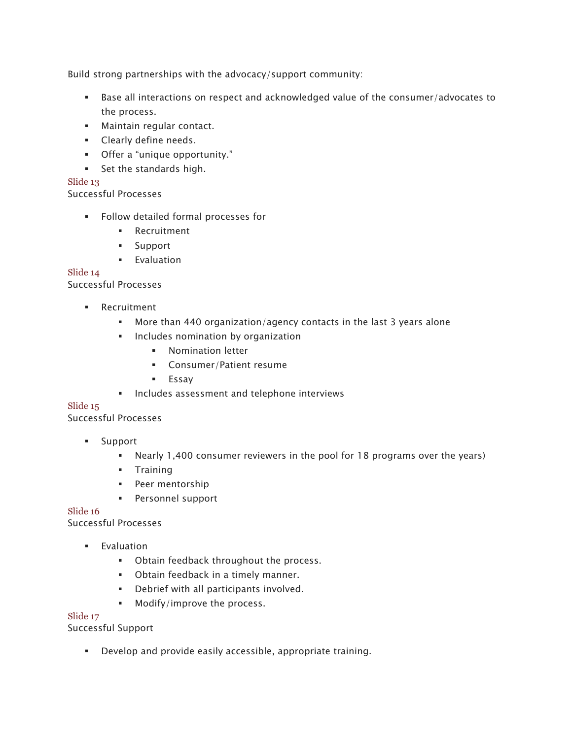Build strong partnerships with the advocacy/support community:

- Base all interactions on respect and acknowledged value of the consumer/advocates to the process.
- Maintain regular contact.
- Clearly define needs.
- Offer a "unique opportunity."
- Set the standards high.

Slide 13

Successful Processes

- Follow detailed formal processes for
  - Recruitment
  - Support
  - Evaluation

Slide 14

Successful Processes

- Recruitment
  - More than 440 organization/agency contacts in the last 3 years alone
  - Includes nomination by organization
    - Nomination letter
    - Consumer/Patient resume
    - Essay
  - Includes assessment and telephone interviews

Slide 15

Successful Processes

- Support
  - Nearly 1,400 consumer reviewers in the pool for 18 programs over the years)
  - Training
  - Peer mentorship
  - Personnel support

Slide 16

Successful Processes

- Evaluation
  - Obtain feedback throughout the process.
  - Obtain feedback in a timely manner.
  - Debrief with all participants involved.
  - Modify/improve the process.

Slide 17

Successful Support

- Develop and provide easily accessible, appropriate training.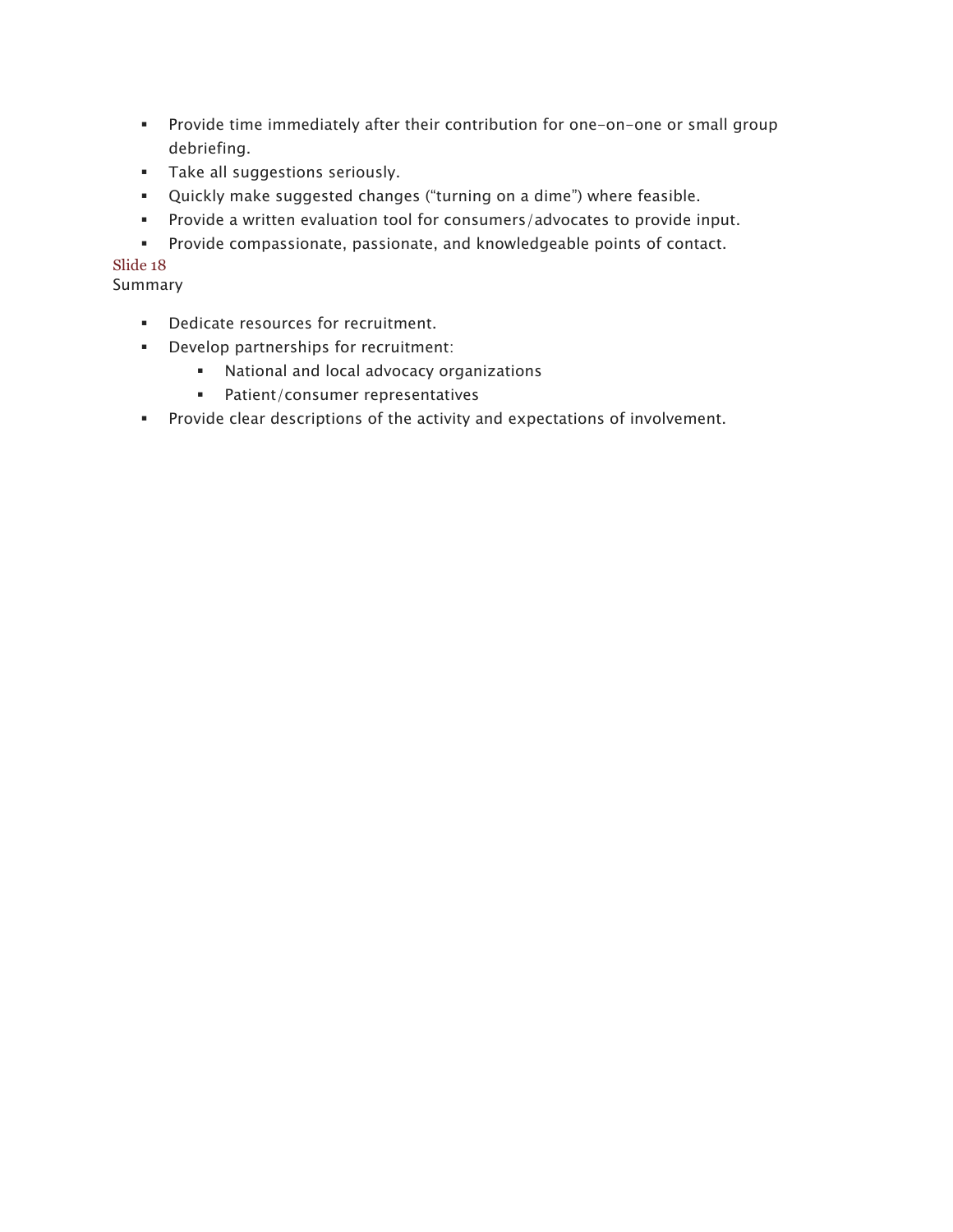- Provide time immediately after their contribution for one-on-one or small group debriefing.
- Take all suggestions seriously.
- Quickly make suggested changes ("turning on a dime") where feasible.
- Provide a written evaluation tool for consumers/advocates to provide input.
- Provide compassionate, passionate, and knowledgeable points of contact.

Slide 18

Summary

- Dedicate resources for recruitment.
- Develop partnerships for recruitment:
  - National and local advocacy organizations
  - Patient/consumer representatives
- Provide clear descriptions of the activity and expectations of involvement.